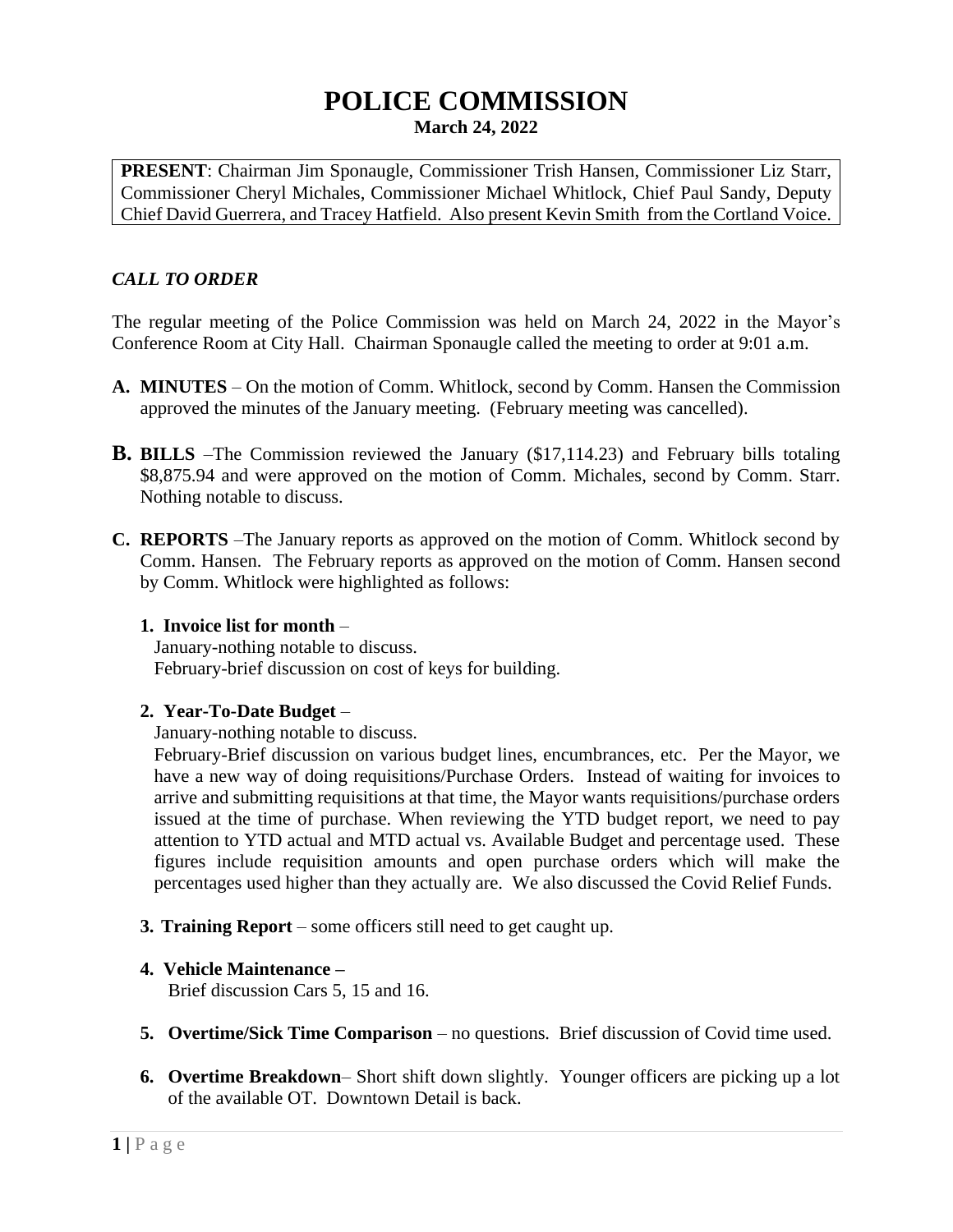# POLICE COMMISSION

**March 24, 2022**

**PRESENT**: Chairman Jim Sponaugle, Commissioner Trish Hansen, Commissioner Liz Starr, Commissioner Cheryl Michales, Commissioner Michael Whitlock, Chief Paul Sandy, Deputy Chief David Guerrera, and Tracey Hatfield. Also present Kevin Smith from the Cortland Voice.

***CALL TO ORDER***

The regular meeting of the Police Commission was held on March 24, 2022 in the Mayor's Conference Room at City Hall. Chairman Sponaugle called the meeting to order at 9:01 a.m.

**A. MINUTES** – On the motion of Comm. Whitlock, second by Comm. Hansen the Commission approved the minutes of the January meeting. (February meeting was cancelled).

**B. BILLS** –The Commission reviewed the January ($17,114.23) and February bills totaling $8,875.94 and were approved on the motion of Comm. Michales, second by Comm. Starr. Nothing notable to discuss.

**C. REPORTS** –The January reports as approved on the motion of Comm. Whitlock second by Comm. Hansen. The February reports as approved on the motion of Comm. Hansen second by Comm. Whitlock were highlighted as follows:

1. **Invoice list for month** –
   January-nothing notable to discuss.
   February-brief discussion on cost of keys for building.

2. **Year-To-Date Budget** –
   January-nothing notable to discuss.
   February-Brief discussion on various budget lines, encumbrances, etc. Per the Mayor, we have a new way of doing requisitions/Purchase Orders. Instead of waiting for invoices to arrive and submitting requisitions at that time, the Mayor wants requisitions/purchase orders issued at the time of purchase. When reviewing the YTD budget report, we need to pay attention to YTD actual and MTD actual vs. Available Budget and percentage used. These figures include requisition amounts and open purchase orders which will make the percentages used higher than they actually are. We also discussed the Covid Relief Funds.

3. **Training Report** – some officers still need to get caught up.

4. **Vehicle Maintenance –**
   Brief discussion Cars 5, 15 and 16.

5. **Overtime/Sick Time Comparison** – no questions. Brief discussion of Covid time used.

6. **Overtime Breakdown**– Short shift down slightly. Younger officers are picking up a lot of the available OT. Downtown Detail is back.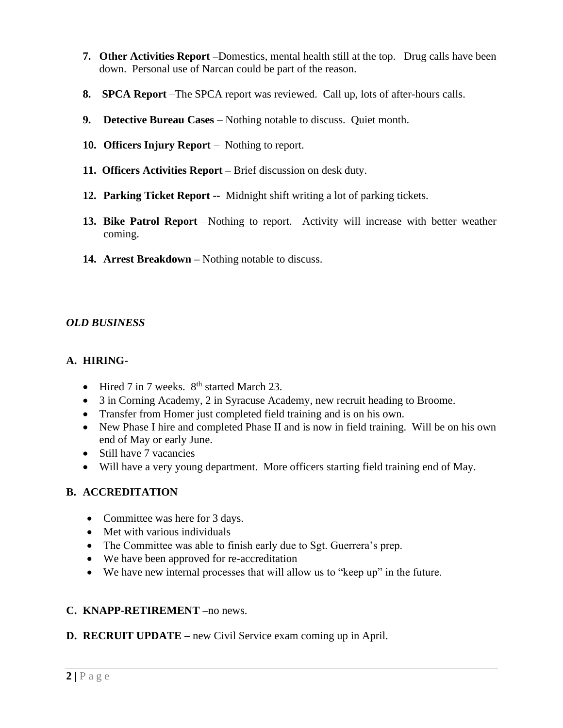7. **Other Activities Report** –Domestics, mental health still at the top. Drug calls have been down. Personal use of Narcan could be part of the reason.

8. **SPCA Report** –The SPCA report was reviewed. Call up, lots of after-hours calls.

9. **Detective Bureau Cases** – Nothing notable to discuss. Quiet month.

10. **Officers Injury Report** – Nothing to report.

11. **Officers Activities Report** – Brief discussion on desk duty.

12. **Parking Ticket Report** -- Midnight shift writing a lot of parking tickets.

13. **Bike Patrol Report** –Nothing to report. Activity will increase with better weather coming.

14. **Arrest Breakdown** – Nothing notable to discuss.

***OLD BUSINESS***

**A. HIRING-**

- Hired 7 in 7 weeks. 8th started March 23.
- 3 in Corning Academy, 2 in Syracuse Academy, new recruit heading to Broome.
- Transfer from Homer just completed field training and is on his own.
- New Phase I hire and completed Phase II and is now in field training. Will be on his own end of May or early June.
- Still have 7 vacancies
- Will have a very young department. More officers starting field training end of May.

**B. ACCREDITATION**

- Committee was here for 3 days.
- Met with various individuals
- The Committee was able to finish early due to Sgt. Guerrera's prep.
- We have been approved for re-accreditation
- We have new internal processes that will allow us to "keep up" in the future.

**C. KNAPP-RETIREMENT** –no news.

**D. RECRUIT UPDATE** – new Civil Service exam coming up in April.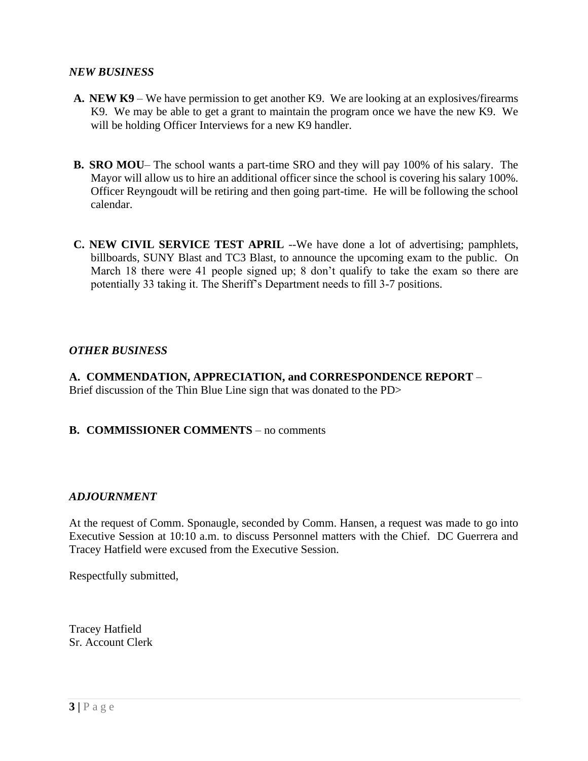***NEW BUSINESS***

**A. NEW K9** – We have permission to get another K9. We are looking at an explosives/firearms K9. We may be able to get a grant to maintain the program once we have the new K9. We will be holding Officer Interviews for a new K9 handler.

**B. SRO MOU**– The school wants a part-time SRO and they will pay 100% of his salary. The Mayor will allow us to hire an additional officer since the school is covering his salary 100%. Officer Reyngoudt will be retiring and then going part-time. He will be following the school calendar.

**C. NEW CIVIL SERVICE TEST APRIL** --We have done a lot of advertising; pamphlets, billboards, SUNY Blast and TC3 Blast, to announce the upcoming exam to the public. On March 18 there were 41 people signed up; 8 don't qualify to take the exam so there are potentially 33 taking it. The Sheriff's Department needs to fill 3-7 positions.

***OTHER BUSINESS***

**A. COMMENDATION, APPRECIATION, and CORRESPONDENCE REPORT** – Brief discussion of the Thin Blue Line sign that was donated to the PD>

**B. COMMISSIONER COMMENTS** – no comments

***ADJOURNMENT***

At the request of Comm. Sponaugle, seconded by Comm. Hansen, a request was made to go into Executive Session at 10:10 a.m. to discuss Personnel matters with the Chief. DC Guerrera and Tracey Hatfield were excused from the Executive Session.

Respectfully submitted,

Tracey Hatfield
Sr. Account Clerk